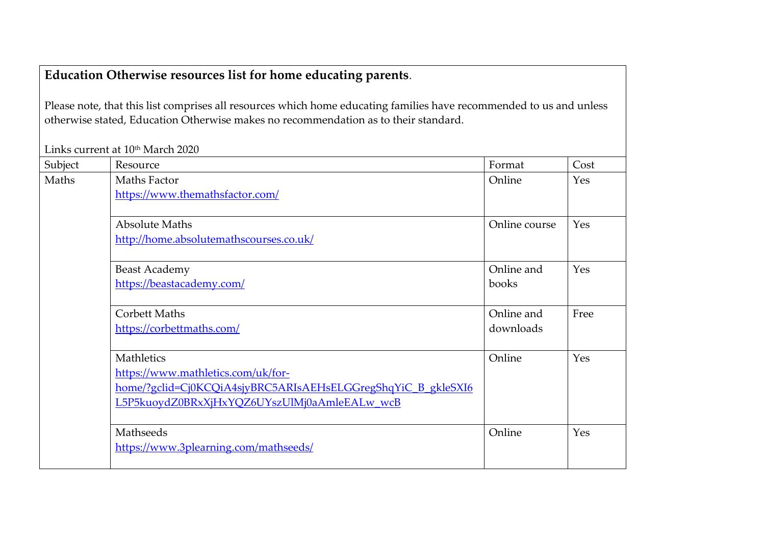**Education Otherwise resources list for home educating parents**.

Please note, that this list comprises all resources which home educating families have recommended to us and unless otherwise stated, Education Otherwise makes no recommendation as to their standard.

Links current at 10th March 2020

| Subject | Resource | Format | Cost |
|---|---|---|---|
| Maths | Maths Factor<br>https://www.themathsfactor.com/ | Online | Yes |
| | Absolute Maths<br>http://home.absolutemathscourses.co.uk/ | Online course | Yes |
| | Beast Academy<br>https://beastacademy.com/ | Online and books | Yes |
| | Corbett Maths<br>https://corbettmaths.com/ | Online and downloads | Free |
| | Mathletics<br>https://www.mathletics.com/uk/for-home/?gclid=Cj0KCQiA4sjyBRC5ARIsAEHsELGGregShqYiC_B_gkleSXI6L5P5kuoydZ0BRxXjHxYQZ6UYszUlMj0aAmleEALw_wcB | Online | Yes |
| | Mathseeds<br>https://www.3plearning.com/mathseeds/ | Online | Yes |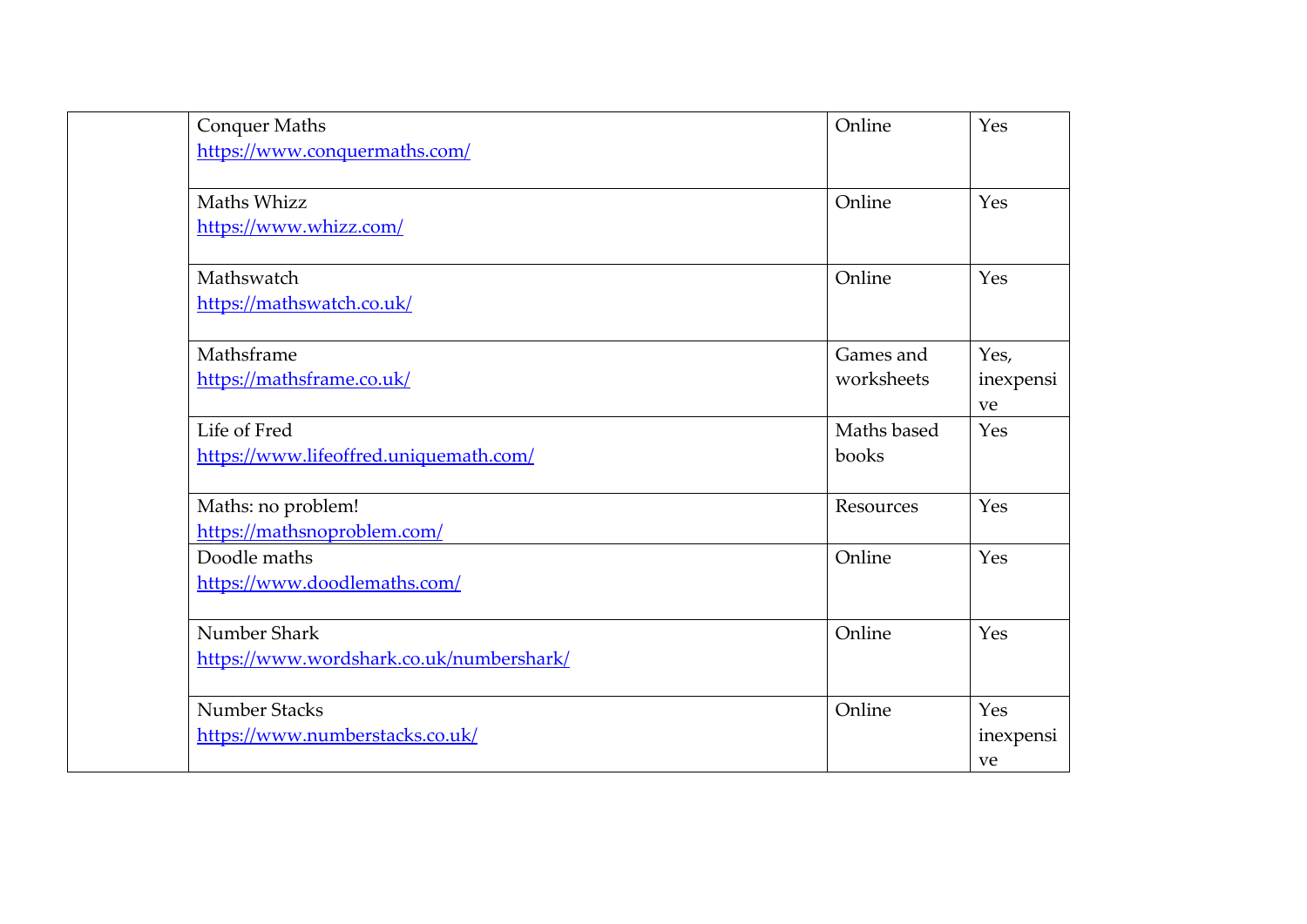| | | | |
|---|---|---|---|
| | Conquer Maths<br>https://www.conquermaths.com/ | Online | Yes |
| | Maths Whizz<br>https://www.whizz.com/ | Online | Yes |
| | Mathswatch<br>https://mathswatch.co.uk/ | Online | Yes |
| | Mathsframe<br>https://mathsframe.co.uk/ | Games and worksheets | Yes, inexpensive |
| | Life of Fred<br>https://www.lifeoffred.uniquemath.com/ | Maths based books | Yes |
| | Maths: no problem!<br>https://mathsnoproblem.com/ | Resources | Yes |
| | Doodle maths<br>https://www.doodlemaths.com/ | Online | Yes |
| | Number Shark<br>https://www.wordshark.co.uk/numbershark/ | Online | Yes |
| | Number Stacks<br>https://www.numberstacks.co.uk/ | Online | Yes inexpensive |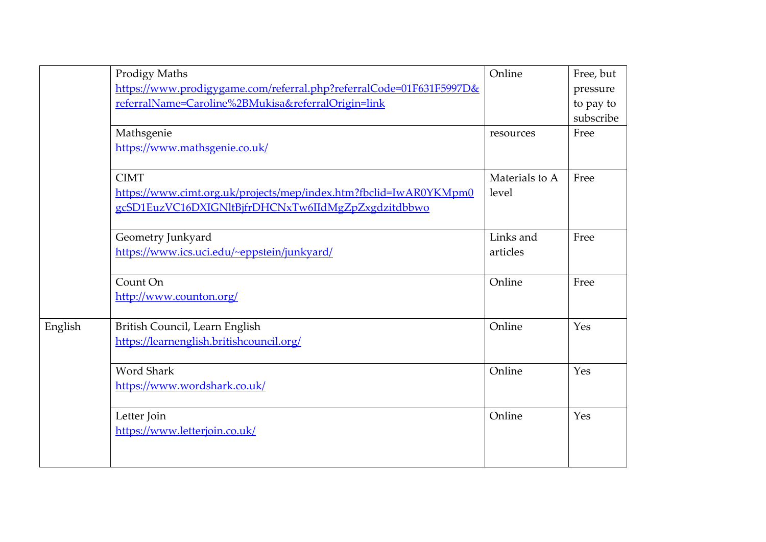| | | | |
|---|---|---|---|
| | Prodigy Maths<br>https://www.prodigygame.com/referral.php?referralCode=01F631F5997D&referralName=Caroline%2BMukisa&referralOrigin=link | Online | Free, but pressure to pay to subscribe |
| | Mathsgenie<br>https://www.mathsgenie.co.uk/ | resources | Free |
| | CIMT<br>https://www.cimt.org.uk/projects/mep/index.htm?fbclid=IwAR0YKMpm0gcSD1EuzVC16DXIGNltBjfrDHCNxTw6IIdMgZpZxgdzitdbbwo | Materials to A level | Free |
| | Geometry Junkyard<br>https://www.ics.uci.edu/~eppstein/junkyard/ | Links and articles | Free |
| | Count On<br>http://www.counton.org/ | Online | Free |
| English | British Council, Learn English<br>https://learnenglish.britishcouncil.org/ | Online | Yes |
| | Word Shark<br>https://www.wordshark.co.uk/ | Online | Yes |
| | Letter Join<br>https://www.letterjoin.co.uk/ | Online | Yes |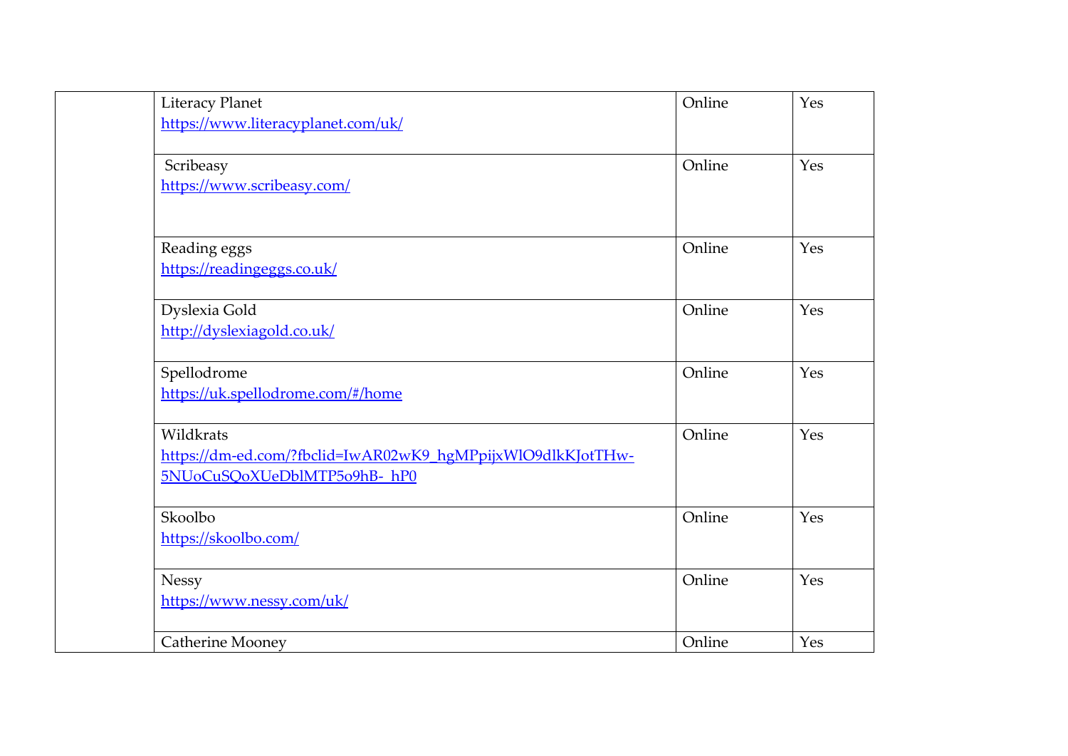|  |  |  |  |
|---|---|---|---|
|  | Literacy Planet<br>https://www.literacyplanet.com/uk/ | Online | Yes |
|  | Scribeasy<br>https://www.scribeasy.com/ | Online | Yes |
|  | Reading eggs<br>https://readingeggs.co.uk/ | Online | Yes |
|  | Dyslexia Gold<br>http://dyslexiagold.co.uk/ | Online | Yes |
|  | Spellodrome<br>https://uk.spellodrome.com/#/home | Online | Yes |
|  | Wildkrats<br>https://dm-ed.com/?fbclid=IwAR02wK9_hgMPpijxWlO9dlkKJotTHw-5NUoCuSQoXUeDblMTP5o9hB-_hP0 | Online | Yes |
|  | Skoolbo<br>https://skoolbo.com/ | Online | Yes |
|  | Nessy<br>https://www.nessy.com/uk/ | Online | Yes |
|  | Catherine Mooney | Online | Yes |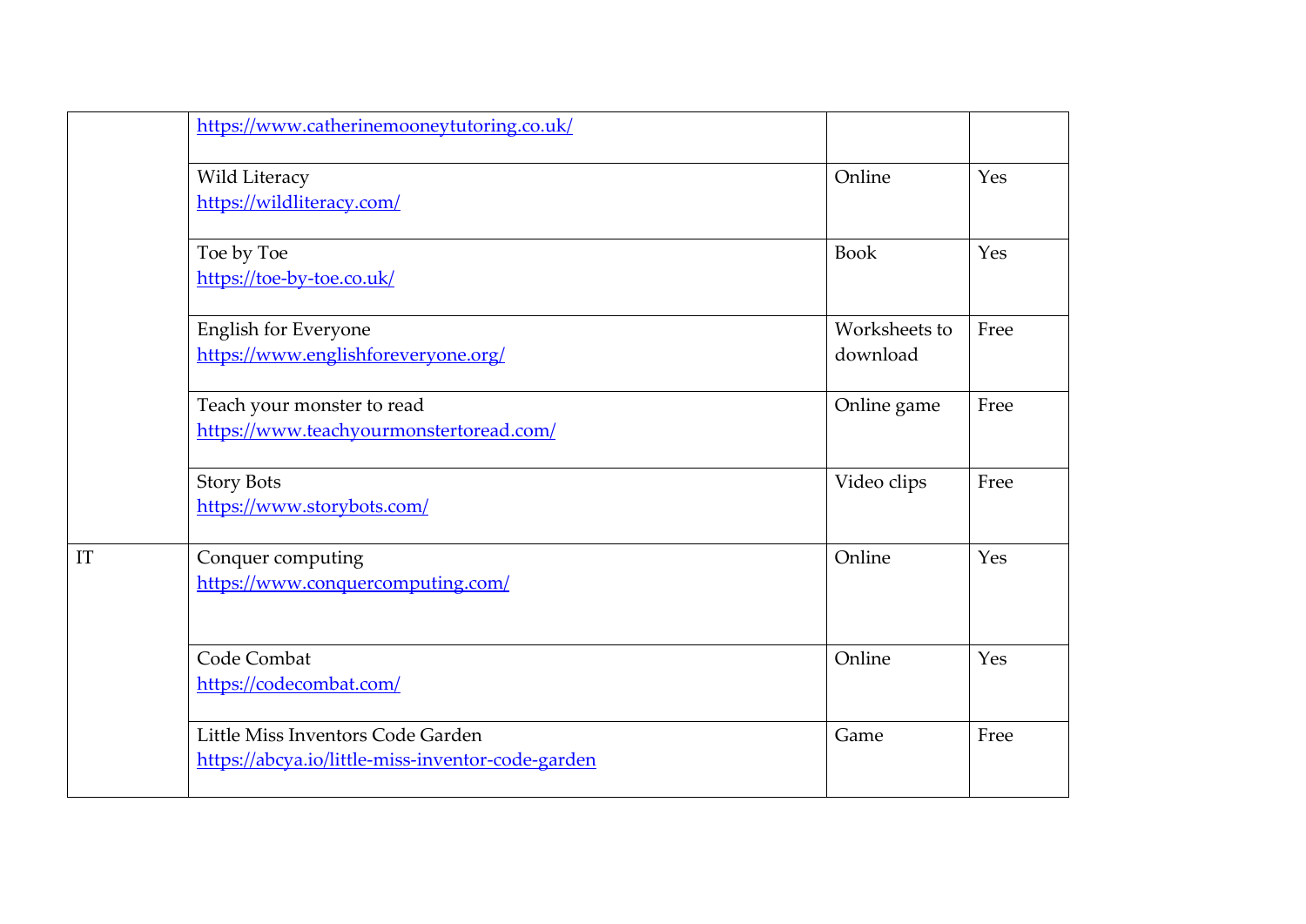| | | | |
|---|---|---|---|
| | https://www.catherinemooneytutoring.co.uk/ | | |
| | Wild Literacy<br>https://wildliteracy.com/ | Online | Yes |
| | Toe by Toe<br>https://toe-by-toe.co.uk/ | Book | Yes |
| | English for Everyone<br>https://www.englishforeveryone.org/ | Worksheets to download | Free |
| | Teach your monster to read<br>https://www.teachyourmonstertoread.com/ | Online game | Free |
| | Story Bots<br>https://www.storybots.com/ | Video clips | Free |
| IT | Conquer computing<br>https://www.conquercomputing.com/ | Online | Yes |
| | Code Combat<br>https://codecombat.com/ | Online | Yes |
| | Little Miss Inventors Code Garden<br>https://abcya.io/little-miss-inventor-code-garden | Game | Free |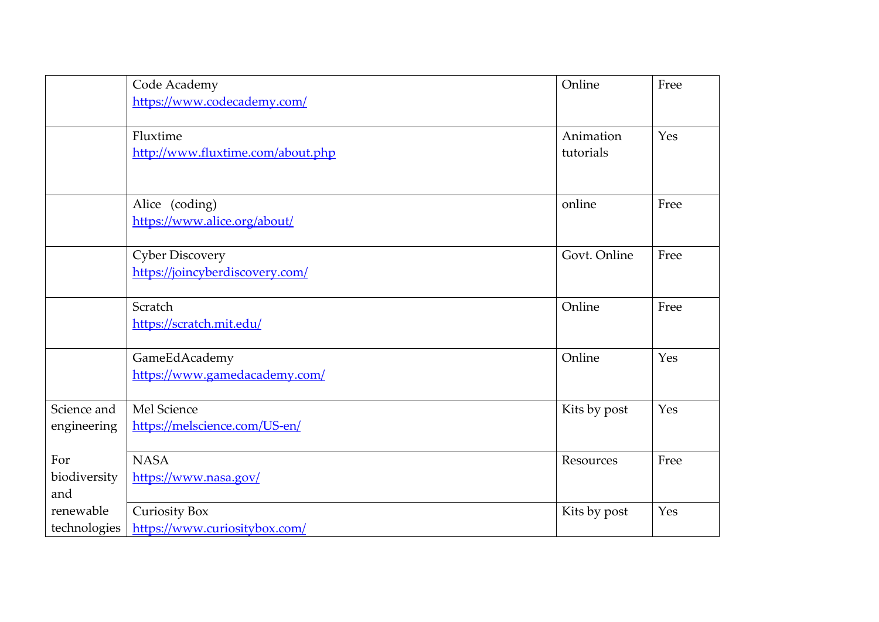| | | | |
|---|---|---|---|
| | Code Academy<br>https://www.codecademy.com/ | Online | Free |
| | Fluxtime<br>http://www.fluxtime.com/about.php | Animation tutorials | Yes |
| | Alice (coding)<br>https://www.alice.org/about/ | online | Free |
| | Cyber Discovery<br>https://joincyberdiscovery.com/ | Govt. Online | Free |
| | Scratch<br>https://scratch.mit.edu/ | Online | Free |
| | GameEdAcademy<br>https://www.gamedacademy.com/ | Online | Yes |
| Science and engineering<br><br>For biodiversity and renewable technologies | Mel Science<br>https://melscience.com/US-en/ | Kits by post | Yes |
| | NASA<br>https://www.nasa.gov/ | Resources | Free |
| | Curiosity Box<br>https://www.curiositybox.com/ | Kits by post | Yes |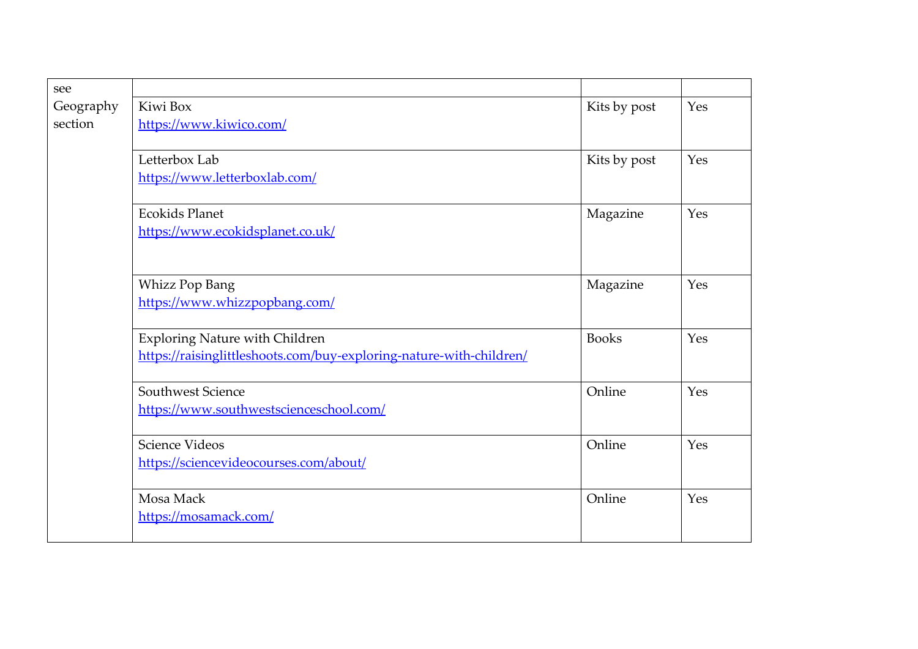| | | | |
|---|---|---|---|
| see Geography section | | | |
| | Kiwi Box<br>https://www.kiwico.com/ | Kits by post | Yes |
| | Letterbox Lab<br>https://www.letterboxlab.com/ | Kits by post | Yes |
| | Ecokids Planet<br>https://www.ecokidsplanet.co.uk/ | Magazine | Yes |
| | Whizz Pop Bang<br>https://www.whizzpopbang.com/ | Magazine | Yes |
| | Exploring Nature with Children<br>https://raisinglittleshoots.com/buy-exploring-nature-with-children/ | Books | Yes |
| | Southwest Science<br>https://www.southwestscienceschool.com/ | Online | Yes |
| | Science Videos<br>https://sciencevideocourses.com/about/ | Online | Yes |
| | Mosa Mack<br>https://mosamack.com/ | Online | Yes |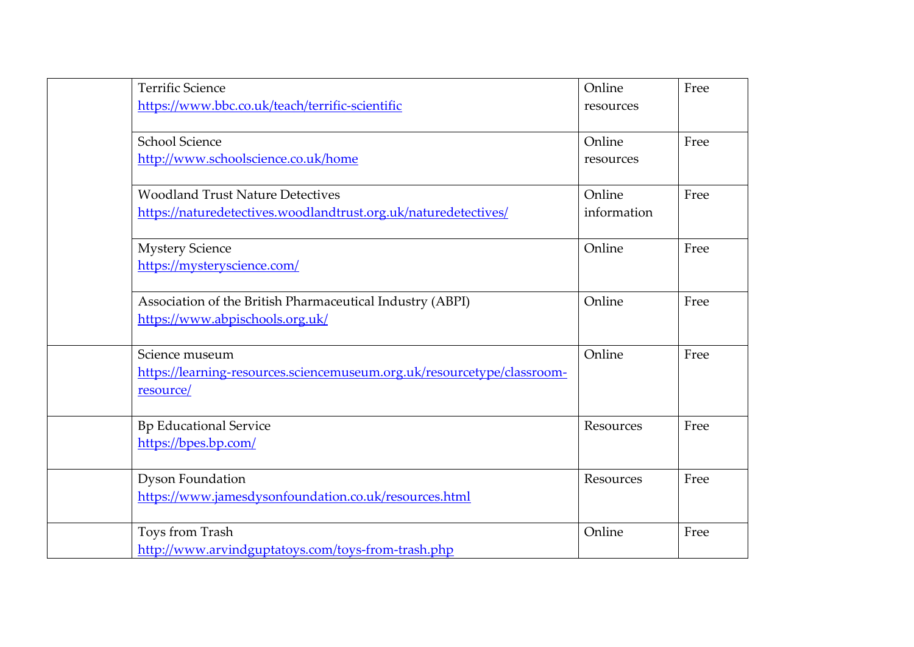| | | | |
|---|---|---|---|
| | Terrific Science<br>https://www.bbc.co.uk/teach/terrific-scientific | Online resources | Free |
| | School Science<br>http://www.schoolscience.co.uk/home | Online resources | Free |
| | Woodland Trust Nature Detectives<br>https://naturedetectives.woodlandtrust.org.uk/naturedetectives/ | Online information | Free |
| | Mystery Science<br>https://mysteryscience.com/ | Online | Free |
| | Association of the British Pharmaceutical Industry (ABPI)<br>https://www.abpischools.org.uk/ | Online | Free |
| | Science museum<br>https://learning-resources.sciencemuseum.org.uk/resourcetype/classroom-resource/ | Online | Free |
| | Bp Educational Service<br>https://bpes.bp.com/ | Resources | Free |
| | Dyson Foundation<br>https://www.jamesdysonfoundation.co.uk/resources.html | Resources | Free |
| | Toys from Trash<br>http://www.arvindguptatoys.com/toys-from-trash.php | Online | Free |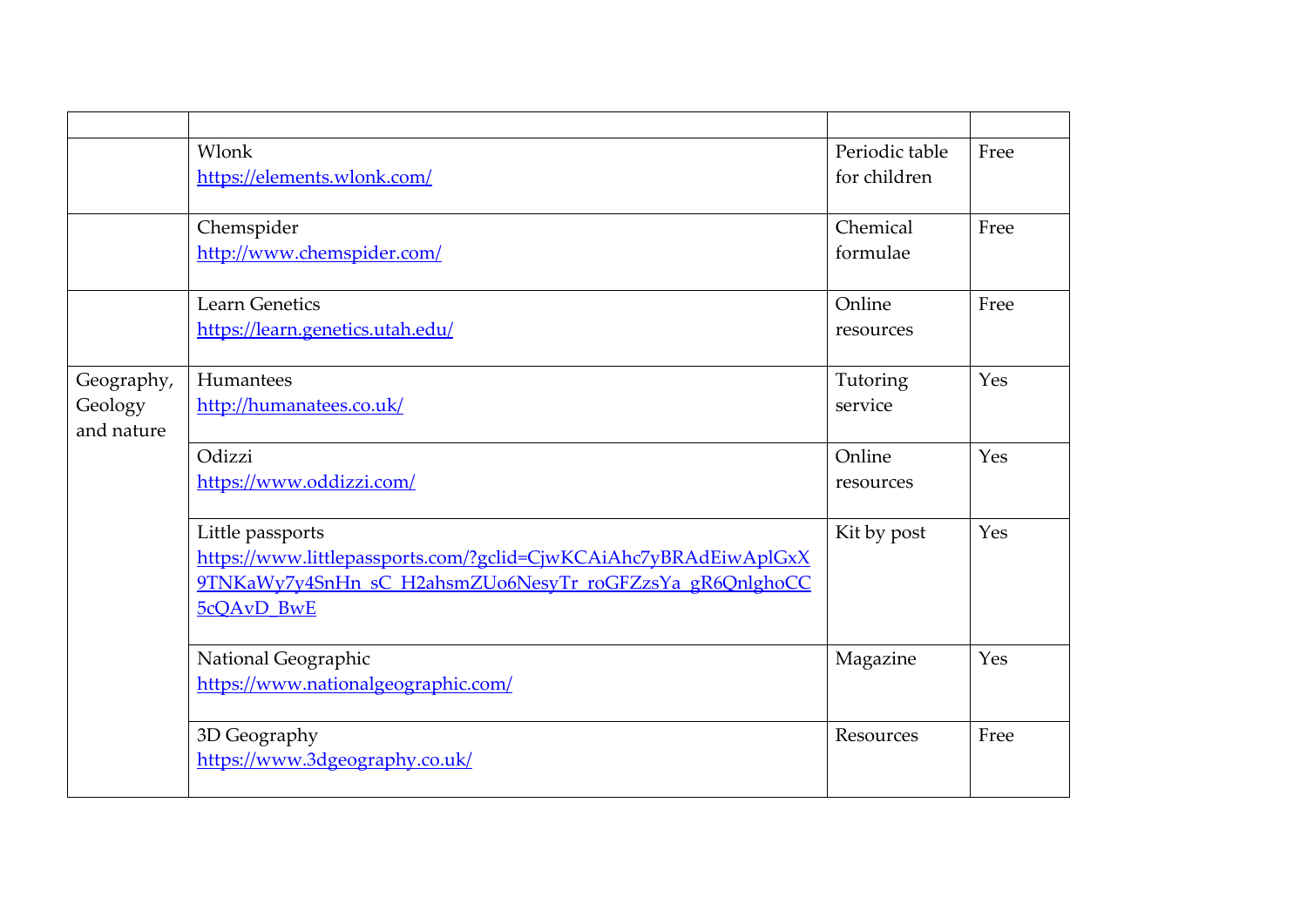| | | | |
|---|---|---|---|
| | Wlonk https://elements.wlonk.com/ | Periodic table for children | Free |
| | Chemspider http://www.chemspider.com/ | Chemical formulae | Free |
| | Learn Genetics https://learn.genetics.utah.edu/ | Online resources | Free |
| Geography, Geology and nature | Humantees http://humanatees.co.uk/ | Tutoring service | Yes |
| | Odizzi https://www.oddizzi.com/ | Online resources | Yes |
| | Little passports https://www.littlepassports.com/?gclid=CjwKCAiAhc7yBRAdEiwAplGxX9TNKaWy7y4SnHn_sC_H2ahsmZUo6NesyTr_roGFZzsYa_gR6QnlghoCC5cQAvD_BwE | Kit by post | Yes |
| | National Geographic https://www.nationalgeographic.com/ | Magazine | Yes |
| | 3D Geography https://www.3dgeography.co.uk/ | Resources | Free |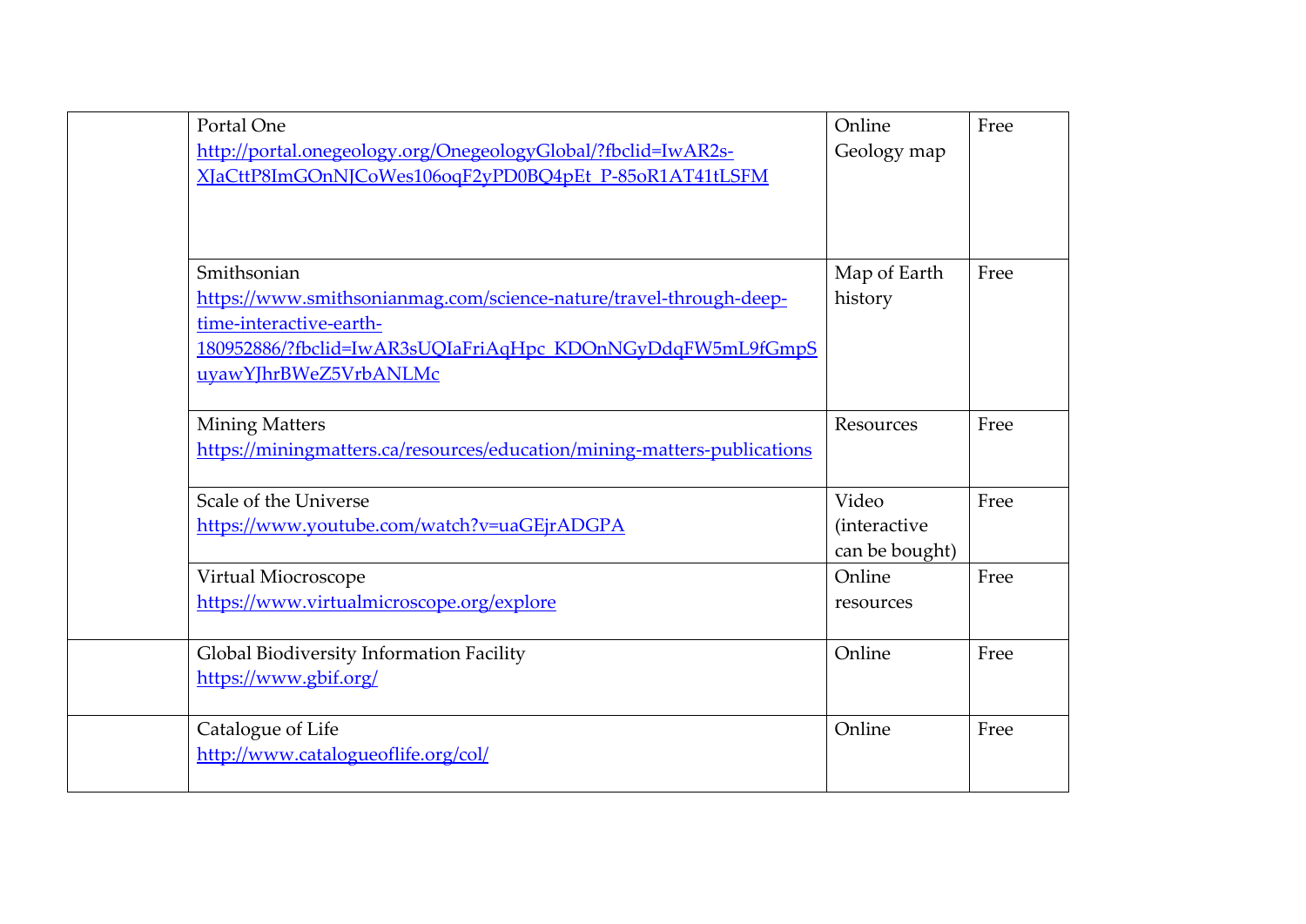| | | | |
|---|---|---|---|
| | Portal One<br>[http://portal.onegeology.org/OnegeologyGlobal/?fbclid=IwAR2s-XJaCttP8ImGOnNJCoWes106oqF2yPD0BQ4pEt_P-85oR1AT41tLSFM](http://portal.onegeology.org/OnegeologyGlobal/?fbclid=IwAR2s-XJaCttP8ImGOnNJCoWes106oqF2yPD0BQ4pEt_P-85oR1AT41tLSFM) | Online Geology map | Free |
| | Smithsonian<br>[https://www.smithsonianmag.com/science-nature/travel-through-deep-time-interactive-earth-180952886/?fbclid=IwAR3sUQIaFriAqHpc_KDOnNGyDdqFW5mL9fGmpSuyawYJhrBWeZ5VrbANLMc](https://www.smithsonianmag.com/science-nature/travel-through-deep-time-interactive-earth-180952886/?fbclid=IwAR3sUQIaFriAqHpc_KDOnNGyDdqFW5mL9fGmpSuyawYJhrBWeZ5VrbANLMc) | Map of Earth history | Free |
| | Mining Matters<br>[https://miningmatters.ca/resources/education/mining-matters-publications](https://miningmatters.ca/resources/education/mining-matters-publications) | Resources | Free |
| | Scale of the Universe<br>[https://www.youtube.com/watch?v=uaGEjrADGPA](https://www.youtube.com/watch?v=uaGEjrADGPA) | Video (interactive can be bought) | Free |
| | Virtual Miocroscope<br>[https://www.virtualmicroscope.org/explore](https://www.virtualmicroscope.org/explore) | Online resources | Free |
| | Global Biodiversity Information Facility<br>[https://www.gbif.org/](https://www.gbif.org/) | Online | Free |
| | Catalogue of Life<br>[http://www.catalogueoflife.org/col/](http://www.catalogueoflife.org/col/) | Online | Free |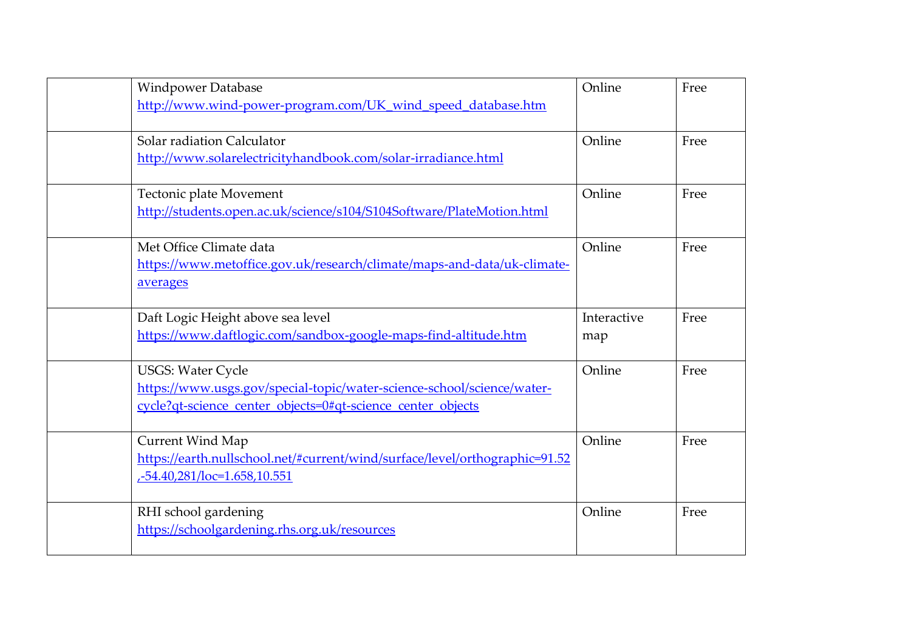| | | | |
|---|---|---|---|
| | Windpower Database<br>http://www.wind-power-program.com/UK_wind_speed_database.htm | Online | Free |
| | Solar radiation Calculator<br>http://www.solarelectricityhandbook.com/solar-irradiance.html | Online | Free |
| | Tectonic plate Movement<br>http://students.open.ac.uk/science/s104/S104Software/PlateMotion.html | Online | Free |
| | Met Office Climate data<br>https://www.metoffice.gov.uk/research/climate/maps-and-data/uk-climate-averages | Online | Free |
| | Daft Logic Height above sea level<br>https://www.daftlogic.com/sandbox-google-maps-find-altitude.htm | Interactive map | Free |
| | USGS: Water Cycle<br>https://www.usgs.gov/special-topic/water-science-school/science/water-cycle?qt-science_center_objects=0#qt-science_center_objects | Online | Free |
| | Current Wind Map<br>https://earth.nullschool.net/#current/wind/surface/level/orthographic=91.52,-54.40,281/loc=1.658,10.551 | Online | Free |
| | RHI school gardening<br>https://schoolgardening.rhs.org.uk/resources | Online | Free |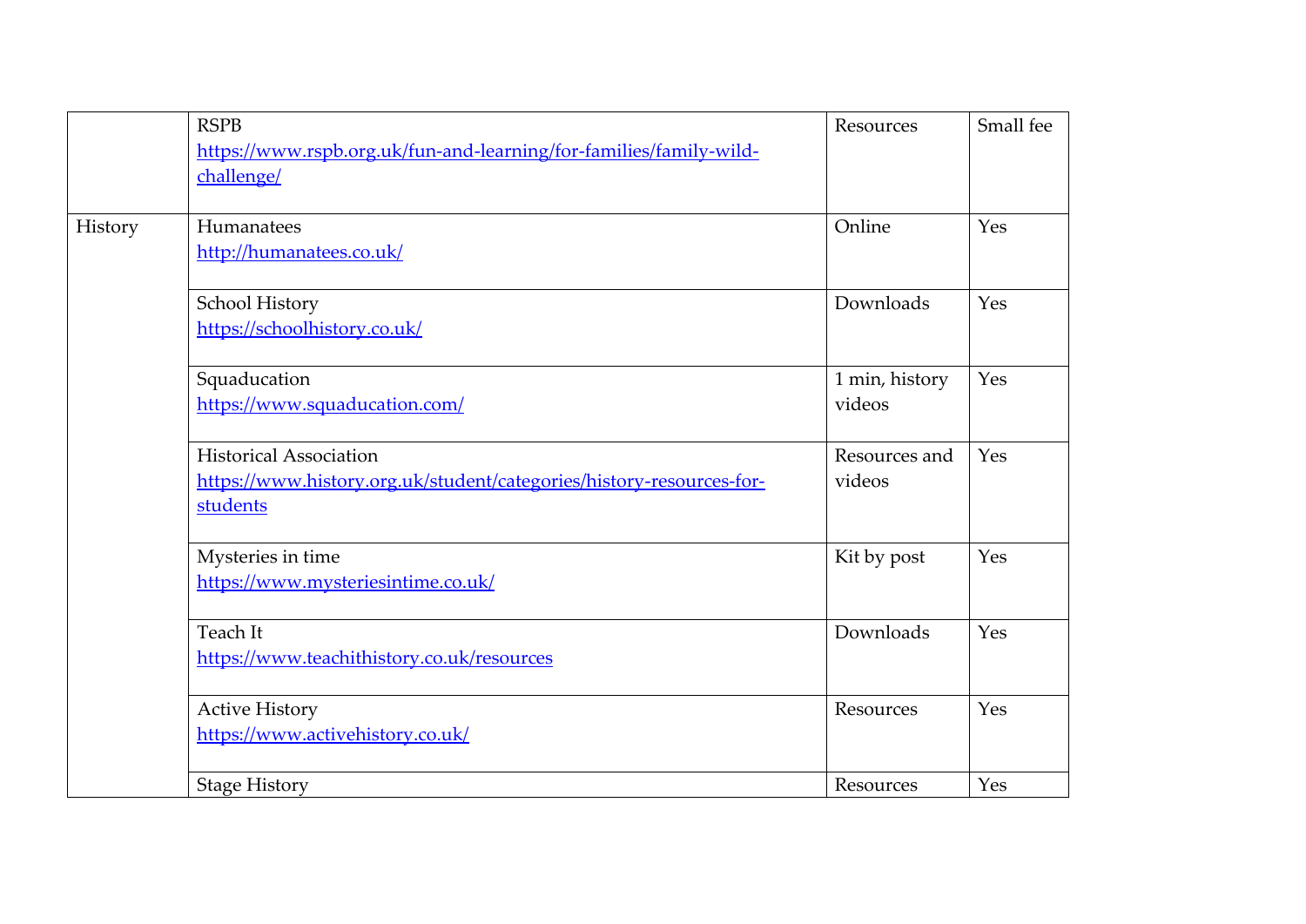| | | | |
|---|---|---|---|
| | RSPB<br>https://www.rspb.org.uk/fun-and-learning/for-families/family-wild-challenge/ | Resources | Small fee |
| History | Humanatees<br>http://humanatees.co.uk/ | Online | Yes |
| | School History<br>https://schoolhistory.co.uk/ | Downloads | Yes |
| | Squaducation<br>https://www.squaducation.com/ | 1 min, history videos | Yes |
| | Historical Association<br>https://www.history.org.uk/student/categories/history-resources-for-students | Resources and videos | Yes |
| | Mysteries in time<br>https://www.mysteriesintime.co.uk/ | Kit by post | Yes |
| | Teach It<br>https://www.teachithistory.co.uk/resources | Downloads | Yes |
| | Active History<br>https://www.activehistory.co.uk/ | Resources | Yes |
| | Stage History | Resources | Yes |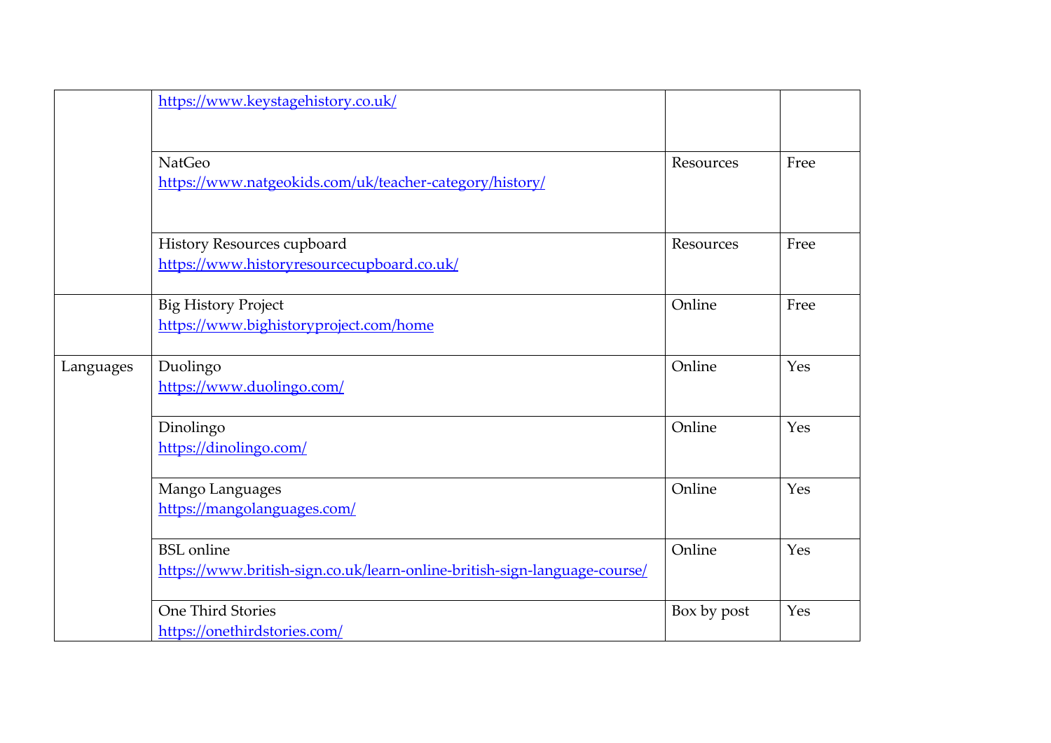| | | | |
|---|---|---|---|
| | https://www.keystagehistory.co.uk/ | | |
| | NatGeo<br>https://www.natgeokids.com/uk/teacher-category/history/ | Resources | Free |
| | History Resources cupboard<br>https://www.historyresourcecupboard.co.uk/ | Resources | Free |
| | Big History Project<br>https://www.bighistoryproject.com/home | Online | Free |
| Languages | Duolingo<br>https://www.duolingo.com/ | Online | Yes |
| | Dinolingo<br>https://dinolingo.com/ | Online | Yes |
| | Mango Languages<br>https://mangolanguages.com/ | Online | Yes |
| | BSL online<br>https://www.british-sign.co.uk/learn-online-british-sign-language-course/ | Online | Yes |
| | One Third Stories<br>https://onethirdstories.com/ | Box by post | Yes |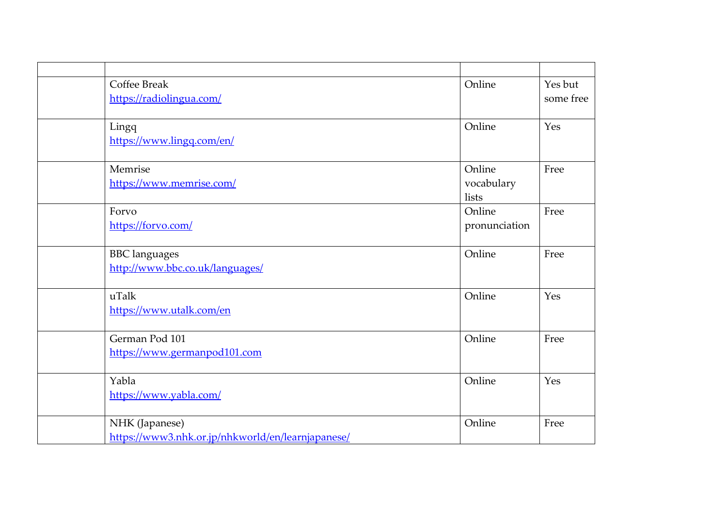| | | | |
|---|---|---|---|
| | Coffee Break<br>https://radiolingua.com/ | Online | Yes but some free |
| | Lingq<br>https://www.lingq.com/en/ | Online | Yes |
| | Memrise<br>https://www.memrise.com/ | Online vocabulary lists | Free |
| | Forvo<br>https://forvo.com/ | Online pronunciation | Free |
| | BBC languages<br>http://www.bbc.co.uk/languages/ | Online | Free |
| | uTalk<br>https://www.utalk.com/en | Online | Yes |
| | German Pod 101<br>https://www.germanpod101.com | Online | Free |
| | Yabla<br>https://www.yabla.com/ | Online | Yes |
| | NHK (Japanese)<br>https://www3.nhk.or.jp/nhkworld/en/learnjapanese/ | Online | Free |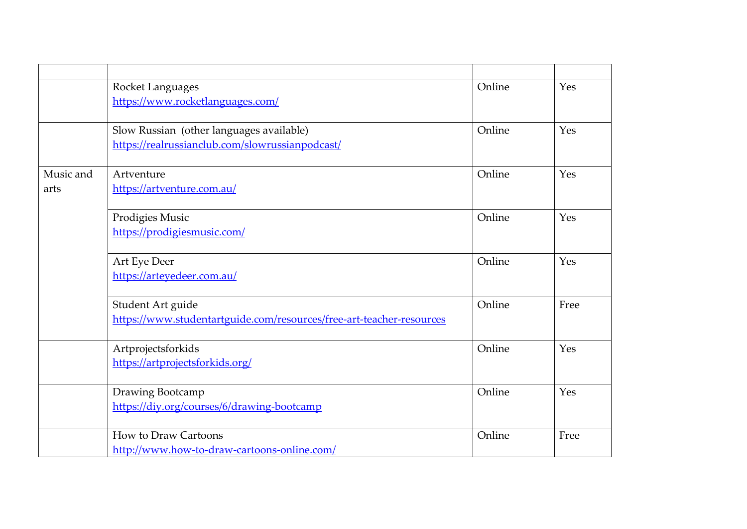| | | | |
|---|---|---|---|
| | Rocket Languages<br>https://www.rocketlanguages.com/ | Online | Yes |
| | Slow Russian (other languages available)<br>https://realrussianclub.com/slowrussianpodcast/ | Online | Yes |
| Music and arts | Artventure<br>https://artventure.com.au/ | Online | Yes |
| | Prodigies Music<br>https://prodigiesmusic.com/ | Online | Yes |
| | Art Eye Deer<br>https://arteyedeer.com.au/ | Online | Yes |
| | Student Art guide<br>https://www.studentartguide.com/resources/free-art-teacher-resources | Online | Free |
| | Artprojectsforkids<br>https://artprojectsforkids.org/ | Online | Yes |
| | Drawing Bootcamp<br>https://diy.org/courses/6/drawing-bootcamp | Online | Yes |
| | How to Draw Cartoons<br>http://www.how-to-draw-cartoons-online.com/ | Online | Free |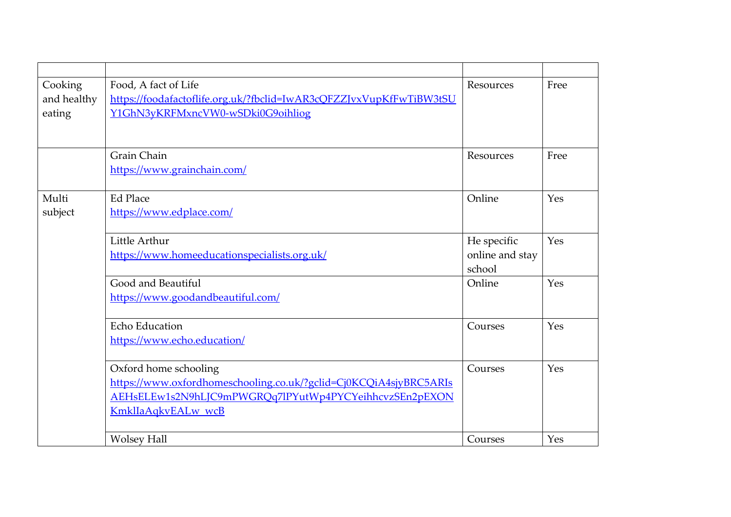| | | | |
|---|---|---|---|
| Cooking and healthy eating | Food, A fact of Life<br>https://foodafactoflife.org.uk/?fbclid=IwAR3cQFZZJvxVupKfFwTiBW3tSUY1GhN3yKRFMxncVW0-wSDki0G9oihliog | Resources | Free |
| | Grain Chain<br>https://www.grainchain.com/ | Resources | Free |
| Multi subject | Ed Place<br>https://www.edplace.com/ | Online | Yes |
| | Little Arthur<br>https://www.homeeducationspecialists.org.uk/ | He specific online and stay school | Yes |
| | Good and Beautiful<br>https://www.goodandbeautiful.com/ | Online | Yes |
| | Echo Education<br>https://www.echo.education/ | Courses | Yes |
| | Oxford home schooling<br>https://www.oxfordhomeschooling.co.uk/?gclid=Cj0KCQiA4sjyBRC5ARIsAEHsELEw1s2N9hLJC9mPWGRQq7lPYutWp4PYCYeihhcvzSEn2pEXONKmklIaAqkvEALw_wcB | Courses | Yes |
| | Wolsey Hall | Courses | Yes |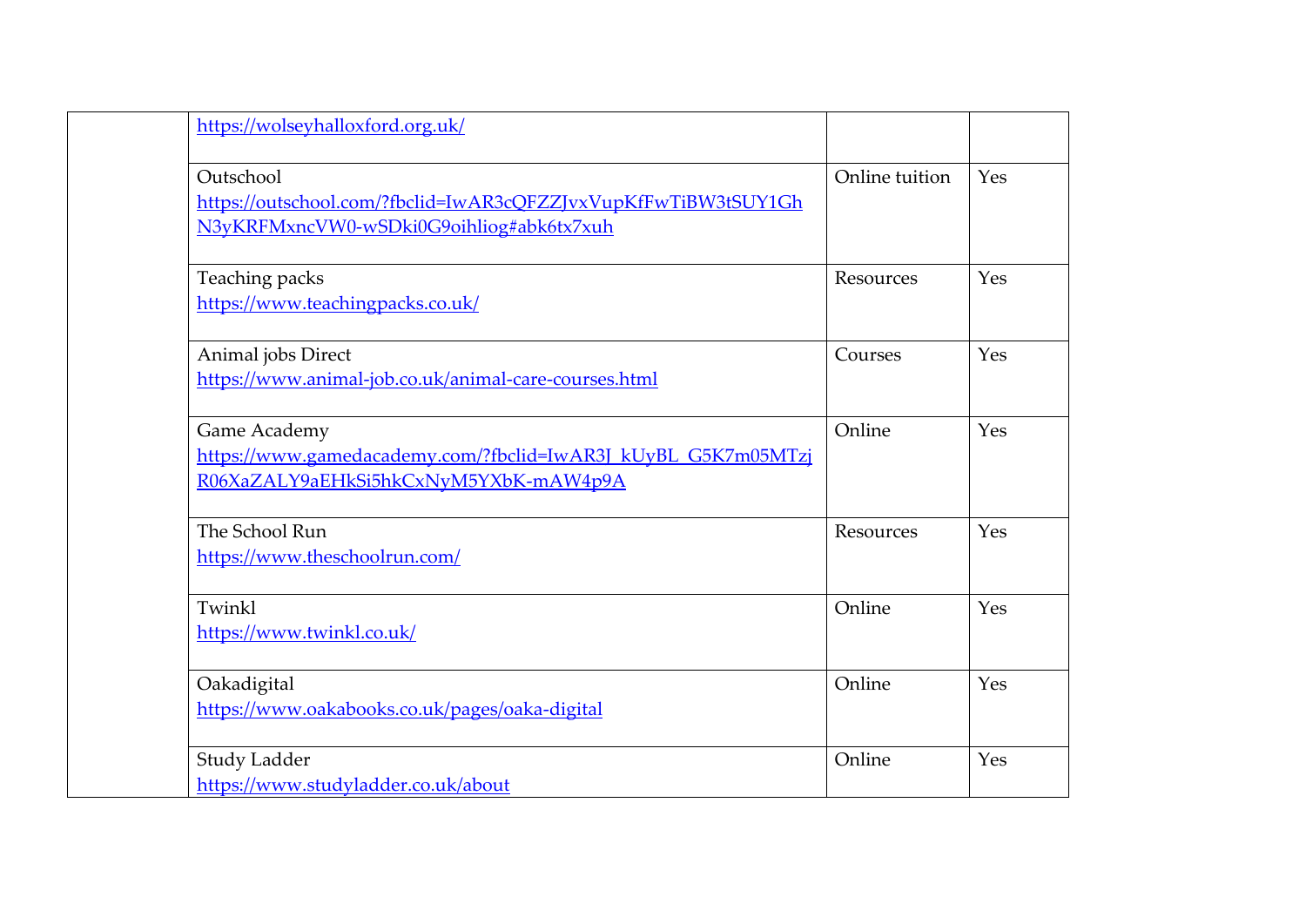| | | | |
|---|---|---|---|
| | https://wolseyhalloxford.org.uk/ | | |
| | Outschool<br>https://outschool.com/?fbclid=IwAR3cQFZZJvxVupKfFwTiBW3tSUY1GhN3yKRFMxncVW0-wSDki0G9oihliog#abk6tx7xuh | Online tuition | Yes |
| | Teaching packs<br>https://www.teachingpacks.co.uk/ | Resources | Yes |
| | Animal jobs Direct<br>https://www.animal-job.co.uk/animal-care-courses.html | Courses | Yes |
| | Game Academy<br>https://www.gamedacademy.com/?fbclid=IwAR3J_kUyBL_G5K7m05MTzjR06XaZALY9aEHkSi5hkCxNyM5YXbK-mAW4p9A | Online | Yes |
| | The School Run<br>https://www.theschoolrun.com/ | Resources | Yes |
| | Twinkl<br>https://www.twinkl.co.uk/ | Online | Yes |
| | Oakadigital<br>https://www.oakabooks.co.uk/pages/oaka-digital | Online | Yes |
| | Study Ladder<br>https://www.studyladder.co.uk/about | Online | Yes |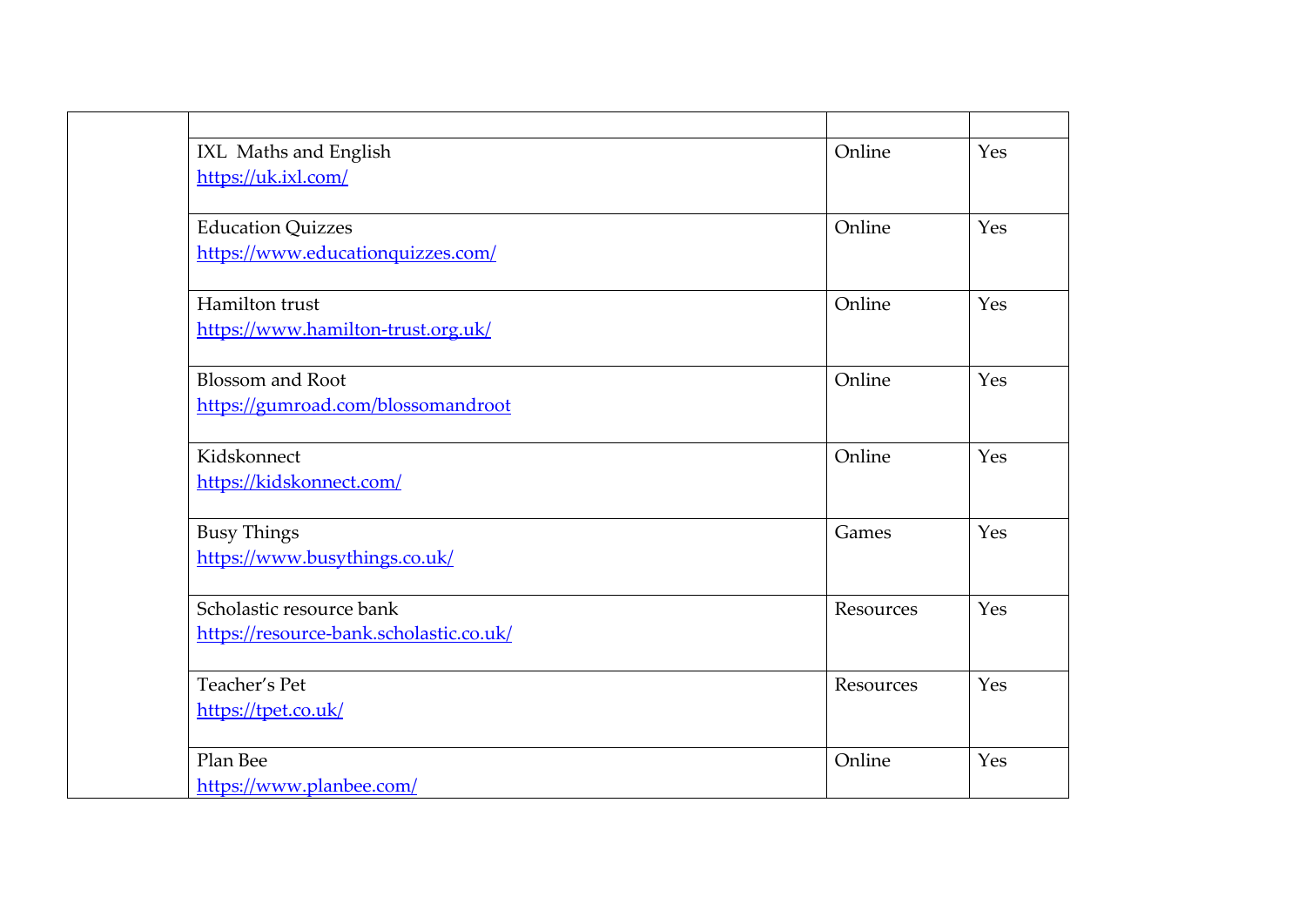| | | | |
|---|---|---|---|
| | IXL Maths and English<br>https://uk.ixl.com/ | Online | Yes |
| | Education Quizzes<br>https://www.educationquizzes.com/ | Online | Yes |
| | Hamilton trust<br>https://www.hamilton-trust.org.uk/ | Online | Yes |
| | Blossom and Root<br>https://gumroad.com/blossomandroot | Online | Yes |
| | Kidskonnect<br>https://kidskonnect.com/ | Online | Yes |
| | Busy Things<br>https://www.busythings.co.uk/ | Games | Yes |
| | Scholastic resource bank<br>https://resource-bank.scholastic.co.uk/ | Resources | Yes |
| | Teacher's Pet<br>https://tpet.co.uk/ | Resources | Yes |
| | Plan Bee<br>https://www.planbee.com/ | Online | Yes |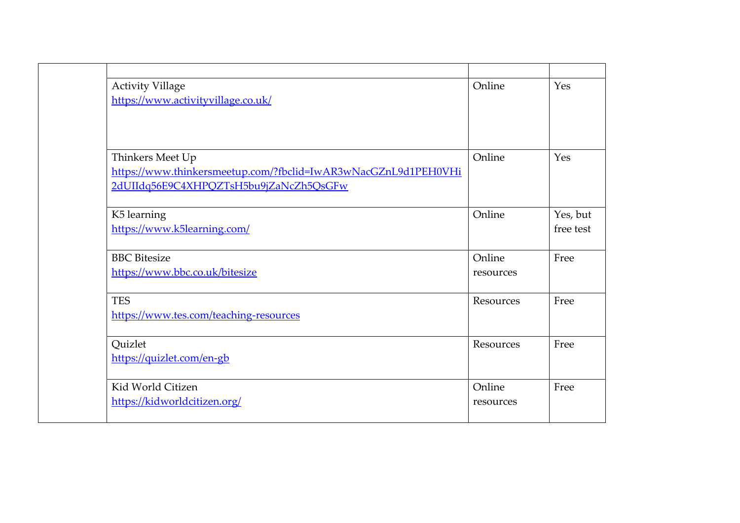| | | | |
|---|---|---|---|
| | Activity Village<br>https://www.activityvillage.co.uk/ | Online | Yes |
| | Thinkers Meet Up<br>https://www.thinkersmeetup.com/?fbclid=IwAR3wNacGZnL9d1PEH0VHi2dUIIdq56E9C4XHPQZTsH5bu9jZaNcZh5QsGFw | Online | Yes |
| | K5 learning<br>https://www.k5learning.com/ | Online | Yes, but free test |
| | BBC Bitesize<br>https://www.bbc.co.uk/bitesize | Online resources | Free |
| | TES<br>https://www.tes.com/teaching-resources | Resources | Free |
| | Quizlet<br>https://quizlet.com/en-gb | Resources | Free |
| | Kid World Citizen<br>https://kidworldcitizen.org/ | Online resources | Free |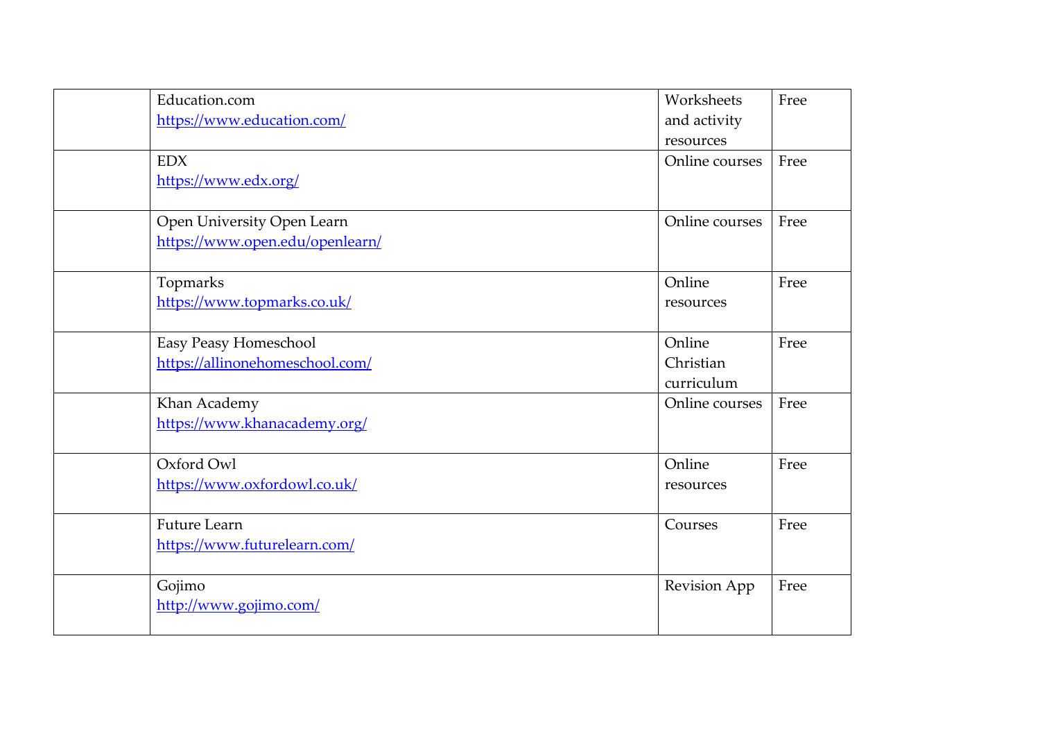| | | | |
|---|---|---|---|
| | Education.com<br>https://www.education.com/ | Worksheets and activity resources | Free |
| | EDX<br>https://www.edx.org/ | Online courses | Free |
| | Open University Open Learn<br>https://www.open.edu/openlearn/ | Online courses | Free |
| | Topmarks<br>https://www.topmarks.co.uk/ | Online resources | Free |
| | Easy Peasy Homeschool<br>https://allinonehomeschool.com/ | Online Christian curriculum | Free |
| | Khan Academy<br>https://www.khanacademy.org/ | Online courses | Free |
| | Oxford Owl<br>https://www.oxfordowl.co.uk/ | Online resources | Free |
| | Future Learn<br>https://www.futurelearn.com/ | Courses | Free |
| | Gojimo<br>http://www.gojimo.com/ | Revision App | Free |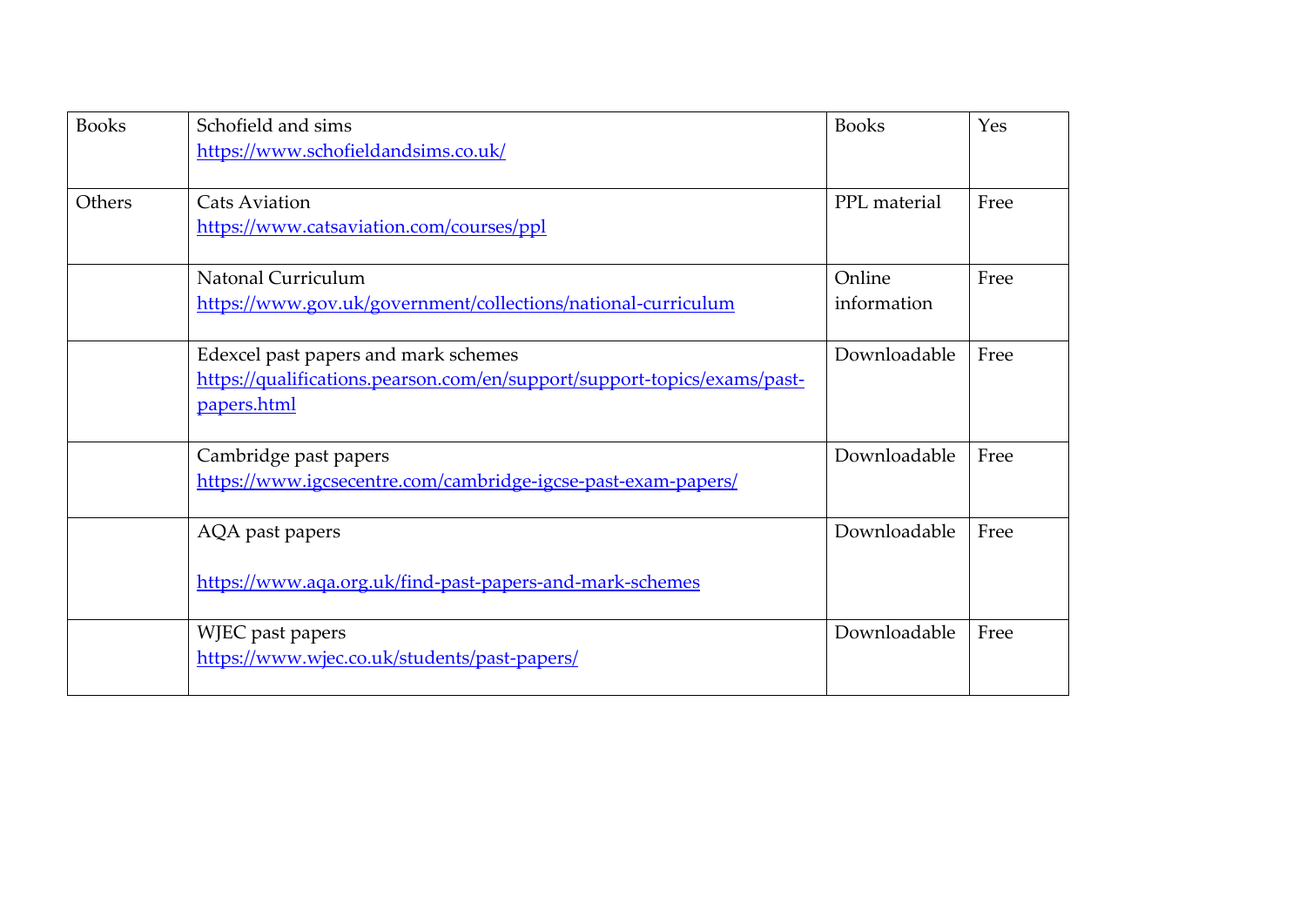| | | | |
|---|---|---|---|
| Books | Schofield and sims<br>https://www.schofieldandsims.co.uk/ | Books | Yes |
| Others | Cats Aviation<br>https://www.catsaviation.com/courses/ppl | PPL material | Free |
| | Natonal Curriculum<br>https://www.gov.uk/government/collections/national-curriculum | Online information | Free |
| | Edexcel past papers and mark schemes<br>https://qualifications.pearson.com/en/support/support-topics/exams/past-papers.html | Downloadable | Free |
| | Cambridge past papers<br>https://www.igcsecentre.com/cambridge-igcse-past-exam-papers/ | Downloadable | Free |
| | AQA past papers<br><br>https://www.aqa.org.uk/find-past-papers-and-mark-schemes | Downloadable | Free |
| | WJEC past papers<br>https://www.wjec.co.uk/students/past-papers/ | Downloadable | Free |